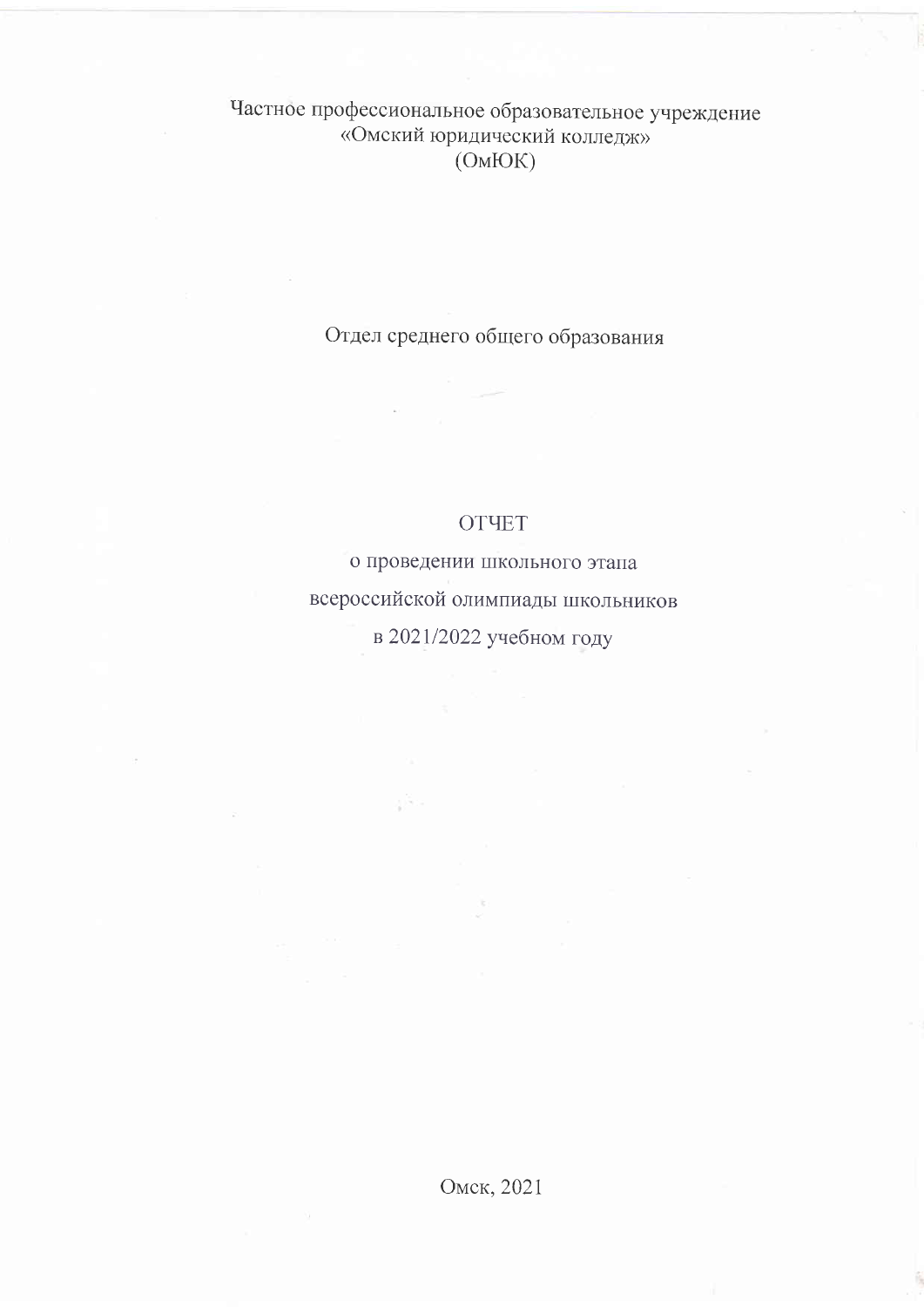Частное профессиональное образовательное учреждение
«Омский юридический колледж»
(ОмЮК)

Отдел среднего общего образования

# ОТЧЕТ

о проведении школьного этапа
всероссийской олимпиады школьников
в 2021/2022 учебном году

Омск, 2021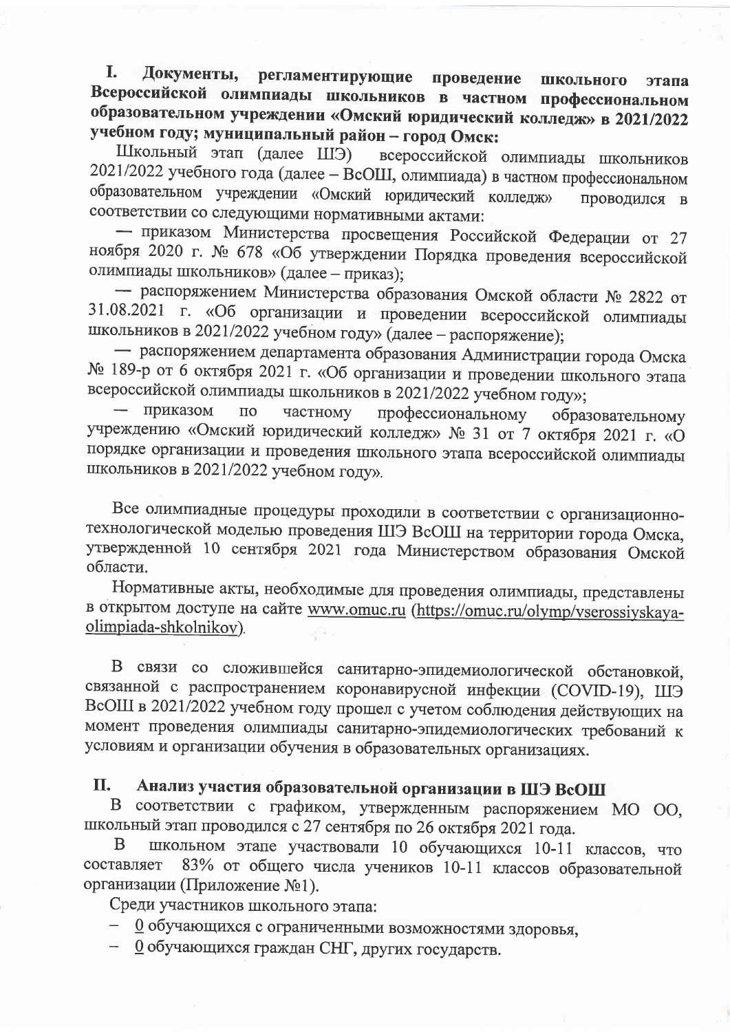## I. Документы, регламентирующие проведение школьного этапа Всероссийской олимпиады школьников в частном профессиональном образовательном учреждении «Омский юридический колледж» в 2021/2022 учебном году; муниципальный район – город Омск:

Школьный этап (далее ШЭ) всероссийской олимпиады школьников 2021/2022 учебного года (далее – ВсОШ, олимпиада) в частном профессиональном образовательном учреждении «Омский юридический колледж» проводился в соответствии со следующими нормативными актами:

— приказом Министерства просвещения Российской Федерации от 27 ноября 2020 г. № 678 «Об утверждении Порядка проведения всероссийской олимпиады школьников» (далее – приказ);

— распоряжением Министерства образования Омской области № 2822 от 31.08.2021 г. «Об организации и проведении всероссийской олимпиады школьников в 2021/2022 учебном году» (далее – распоряжение);

— распоряжением департамента образования Администрации города Омска № 189-р от 6 октября 2021 г. «Об организации и проведении школьного этапа всероссийской олимпиады школьников в 2021/2022 учебном году»;

— приказом по частному профессиональному образовательному учреждению «Омский юридический колледж» № 31 от 7 октября 2021 г. «О порядке организации и проведения школьного этапа всероссийской олимпиады школьников в 2021/2022 учебном году».

Все олимпиадные процедуры проходили в соответствии с организационно-технологической моделью проведения ШЭ ВсОШ на территории города Омска, утвержденной 10 сентября 2021 года Министерством образования Омской области.

Нормативные акты, необходимые для проведения олимпиады, представлены в открытом доступе на сайте www.omuc.ru (https://omuc.ru/olymp/vserossiyskaya-olimpiada-shkolnikov).

В связи со сложившейся санитарно-эпидемиологической обстановкой, связанной с распространением коронавирусной инфекции (COVID-19), ШЭ ВсОШ в 2021/2022 учебном году прошел с учетом соблюдения действующих на момент проведения олимпиады санитарно-эпидемиологических требований к условиям и организации обучения в образовательных организациях.

## II. Анализ участия образовательной организации в ШЭ ВсОШ

В соответствии с графиком, утвержденным распоряжением МО ОО, школьный этап проводился с 27 сентября по 26 октября 2021 года.

В школьном этапе участвовали 10 обучающихся 10-11 классов, что составляет 83% от общего числа учеников 10-11 классов образовательной организации (Приложение №1).

Среди участников школьного этапа:

- 0 обучающихся с ограниченными возможностями здоровья,
- 0 обучающихся граждан СНГ, других государств.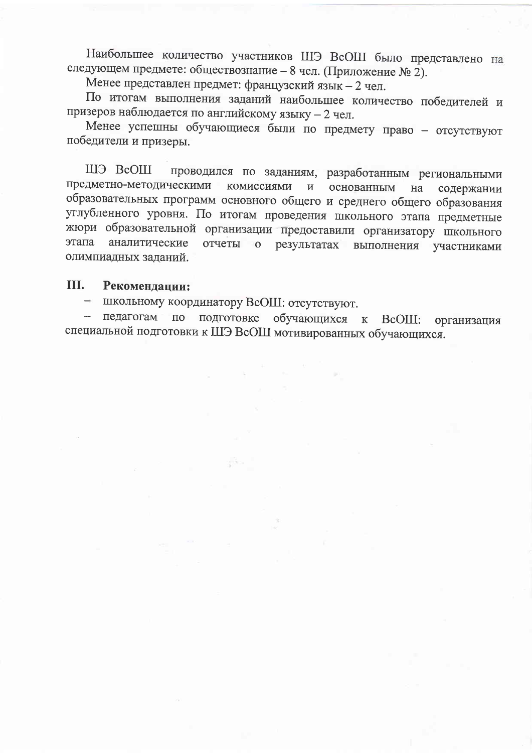Наибольшее количество участников ШЭ ВсОШ было представлено на следующем предмете: обществознание – 8 чел. (Приложение № 2).

Менее представлен предмет: французский язык – 2 чел.

По итогам выполнения заданий наибольшее количество победителей и призеров наблюдается по английскому языку – 2 чел.

Менее успешны обучающиеся были по предмету право – отсутствуют победители и призеры.

ШЭ ВсОШ проводился по заданиям, разработанным региональными предметно-методическими комиссиями и основанным на содержании образовательных программ основного общего и среднего общего образования углубленного уровня. По итогам проведения школьного этапа предметные жюри образовательной организации предоставили организатору школьного этапа аналитические отчеты о результатах выполнения участниками олимпиадных заданий.

## III. Рекомендации:

- школьному координатору ВсОШ: отсутствуют.
- педагогам по подготовке обучающихся к ВсОШ: организация специальной подготовки к ШЭ ВсОШ мотивированных обучающихся.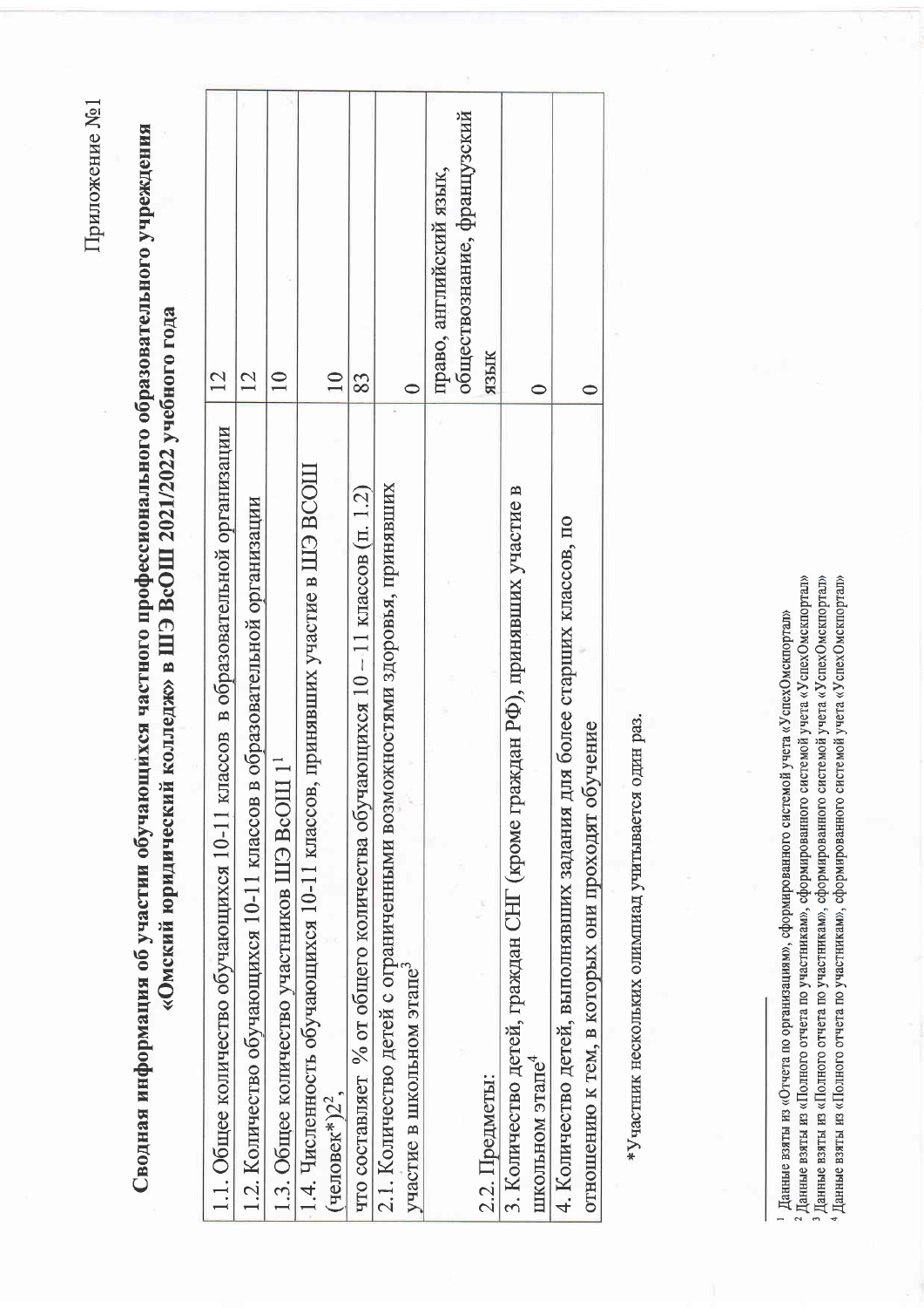Приложение №1

## Сводная информация об участии обучающихся частного профессионального образовательного учреждения «Омский юридический колледж» в ШЭ ВсОШ 2021/2022 учебного года

| | |
|---|---|
| 1.1. Общее количество обучающихся 10-11 классов в образовательной организации | 12 |
| 1.2. Количество обучающихся 10-11 классов в образовательной организации | 12 |
| 1.3. Общее количество участников ШЭ ВсОШ 1[1] | 10 |
| 1.4. Численность обучающихся 10-11 классов, принявших участие в ШЭ ВСОШ (человек*)2[2], | 10 |
| что составляет % от общего количества обучающихся 10 – 11 классов (п. 1.2) | 83 |
| 2.1. Количество детей с ограниченными возможностями здоровья, принявших участие в школьном этапе[3] | 0 |
| 2.2. Предметы: | право, английский язык, обществознание, французский язык |
| 3. Количество детей, граждан СНГ (кроме граждан РФ), принявших участие в школьном этапе[4] | 0 |
| 4. Количество детей, выполнявших задания для более старших классов, по отношению к тем, в которых они проходят обучение | 0 |

*Участник нескольких олимпиад учитывается один раз.

---

[1] Данные взяты из «Отчета по организациям», сформированного системой учета «УспехОмскпортал»
[2] Данные взяты из «Полного отчета по участникам», сформированного системой учета «УспехОмскпортал»
[3] Данные взяты из «Полного отчета по участникам», сформированного системой учета «УспехОмскпортал»
[4] Данные взяты из «Полного отчета по участникам», сформированного системой учета «УспехОмскпортал»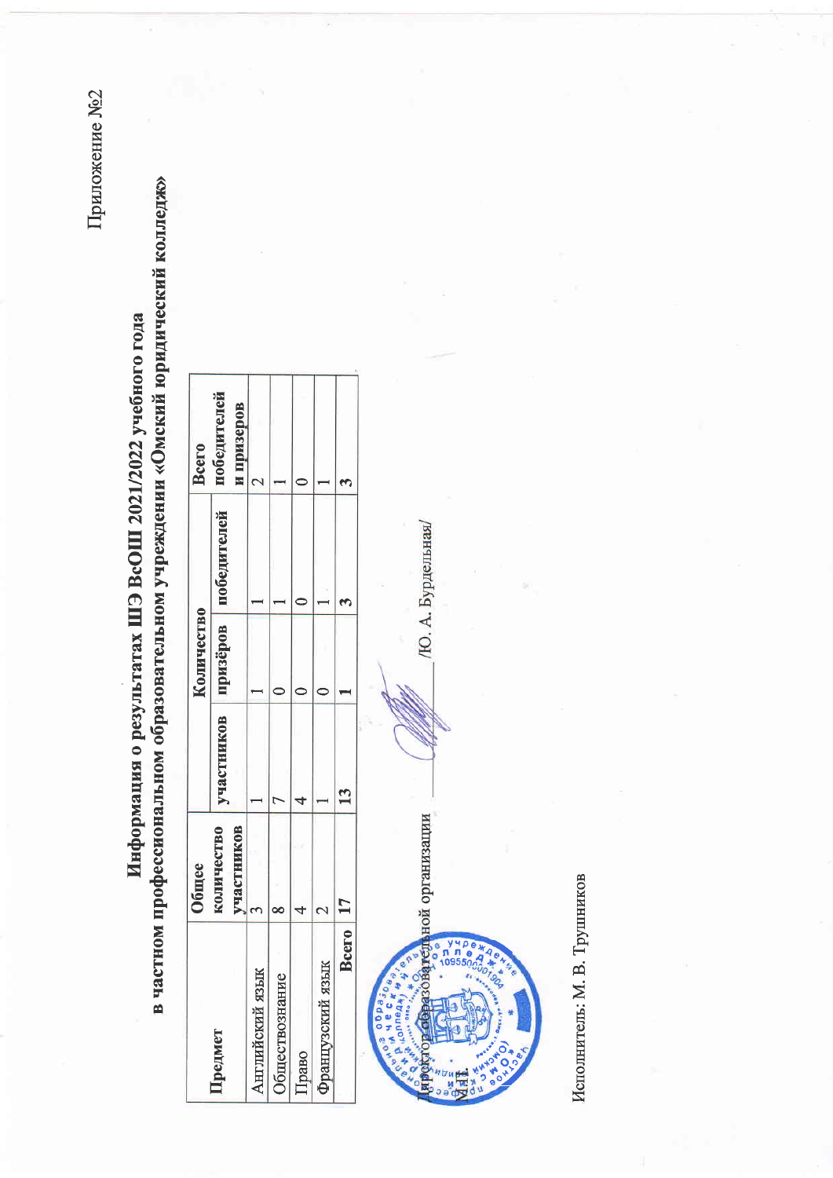Приложение №2

## Информация о результатах ШЭ ВсОШ 2021/2022 учебного года в частном профессиональном образовательном учреждении «Омский юридический колледж»

| Предмет | Общее количество участников | Количество | | | Всего победителей и призеров |
|---|---|---|---|---|---|
| | | участников | призёров | победителей | |
| Английский язык | 3 | 1 | 1 | 1 | 2 |
| Обществознание | 8 | 7 | 0 | 1 | 1 |
| Право | 4 | 4 | 0 | 0 | 0 |
| Французский язык | 2 | 1 | 0 | 1 | 1 |
| **Всего** | **17** | **13** | **1** | **3** | **3** |

Директор образовательной организации ____________ /Ю. А. Бурдельная/

М.П.

Исполнитель: М. В. Трушников